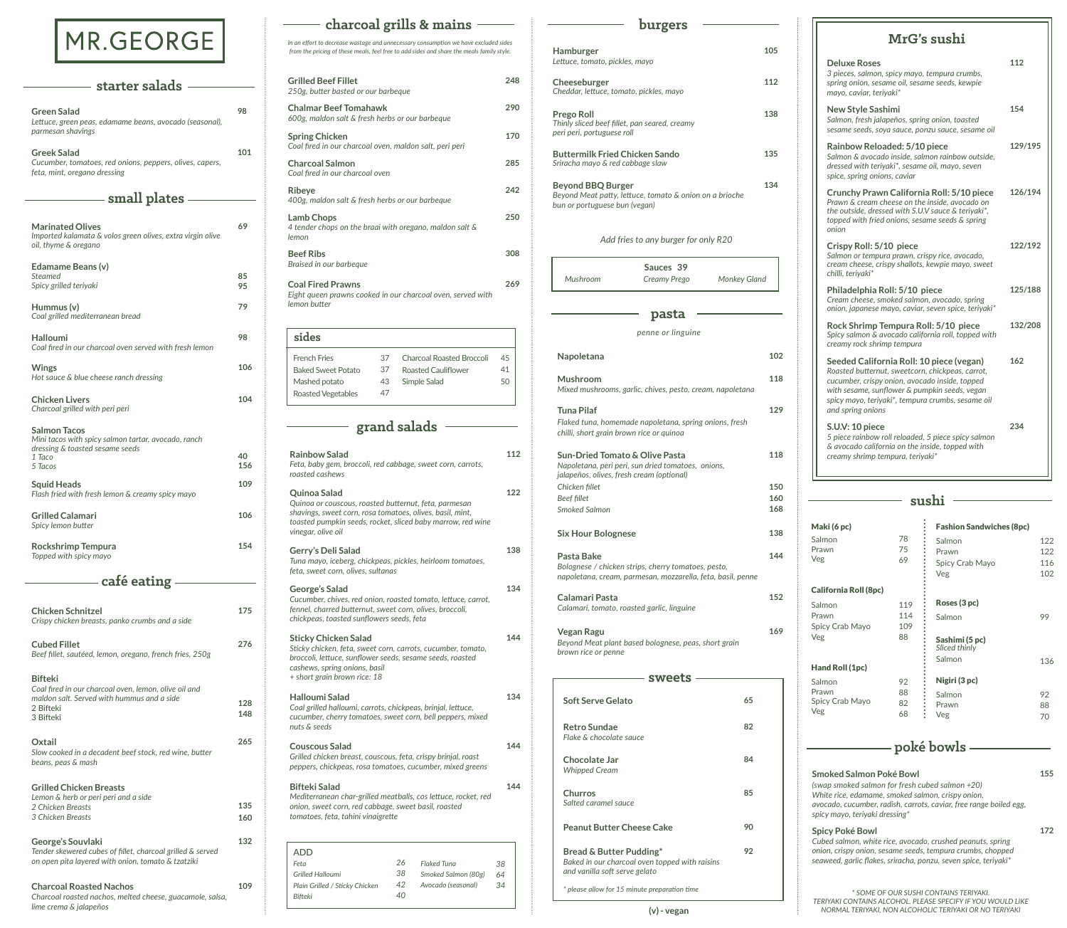# MR.GEORGE

## starter salads

**Green Salad** 98
*Lettuce, green peas, edamame beans, avocado (seasonal), parmesan shavings*

**Greek Salad** 101
*Cucumber, tomatoes, red onions, peppers, olives, capers, feta, mint, oregano dressing*

## small plates

**Marinated Olives** 69
*Imported kalamata & volos green olives, extra virgin olive oil, thyme & oregano*

**Edamame Beans (v)**
*Steamed* 85
*Spicy grilled teriyaki* 95

**Hummus (v)** 79
*Coal grilled mediterranean bread*

**Halloumi** 98
*Coal fired in our charcoal oven served with fresh lemon*

**Wings** 106
*Hot sauce & blue cheese ranch dressing*

**Chicken Livers** 104
*Charcoal grilled with peri peri*

**Salmon Tacos**
*Mini tacos with spicy salmon tartar, avocado, ranch dressing & toasted sesame seeds*
*1 Taco* 40
*5 Tacos* 156

**Squid Heads** 109
*Flash fried with fresh lemon & creamy spicy mayo*

**Grilled Calamari** 106
*Spicy lemon butter*

**Rockshrimp Tempura** 154
*Topped with spicy mayo*

## café eating

**Chicken Schnitzel** 175
*Crispy chicken breasts, panko crumbs and a side*

**Cubed Fillet** 276
*Beef fillet, sautéed, lemon, oregano, french fries, 250g*

**Bifteki**
*Coal fired in our charcoal oven, lemon, olive oil and maldon salt. Served with hummus and a side*
2 Bifteki 128
3 Bifteki 148

**Oxtail** 265
*Slow cooked in a decadent beef stock, red wine, butter beans, peas & mash*

**Grilled Chicken Breasts**
*Lemon & herb or peri peri and a side*
*2 Chicken Breasts* 135
*3 Chicken Breasts* 160

**George's Souvlaki** 132
*Tender skewered cubes of fillet, charcoal grilled & served on open pita layered with onion, tomato & tzatziki*

**Charcoal Roasted Nachos** 109
*Charcoal roasted nachos, melted cheese, guacamole, salsa, lime crema & jalapeños*

## charcoal grills & mains

*In an effort to decrease wastage and unnecessary consumption we have excluded sides from the pricing of these meals, feel free to add sides and share the meals family style.*

**Grilled Beef Fillet** 248
*250g, butter basted or our barbeque*

**Chalmar Beef Tomahawk** 290
*600g, maldon salt & fresh herbs or our barbeque*

**Spring Chicken** 170
*Coal fired in our charcoal oven, maldon salt, peri peri*

**Charcoal Salmon** 285
*Coal fired in our charcoal oven*

**Ribeye** 242
*400g, maldon salt & fresh herbs or our barbeque*

**Lamb Chops** 250
*4 tender chops on the braai with oregano, maldon salt & lemon*

**Beef Ribs** 308
*Braised in our barbeque*

**Coal Fired Prawns** 269
*Eight queen prawns cooked in our charcoal oven, served with lemon butter*

### sides

| | | | |
|---|---|---|---|
| French Fries | 37 | Charcoal Roasted Broccoli | 45 |
| Baked Sweet Potato | 37 | Roasted Cauliflower | 41 |
| Mashed potato | 43 | Simple Salad | 50 |
| Roasted Vegetables | 47 | | |

## grand salads

**Rainbow Salad** 112
*Feta, baby gem, broccoli, red cabbage, sweet corn, carrots, roasted cashews*

**Quinoa Salad** 122
*Quinoa or couscous, roasted butternut, feta, parmesan shavings, sweet corn, rosa tomatoes, olives, basil, mint, toasted pumpkin seeds, rocket, sliced baby marrow, red wine vinegar, olive oil*

**Gerry's Deli Salad** 138
*Tuna mayo, iceberg, chickpeas, pickles, heirloom tomatoes, feta, sweet corn, olives, sultanas*

**George's Salad** 134
*Cucumber, chives, red onion, roasted tomato, lettuce, carrot, fennel, charred butternut, sweet corn, olives, broccoli, chickpeas, toasted sunflowers seeds, feta*

**Sticky Chicken Salad** 144
*Sticky chicken, feta, sweet corn, carrots, cucumber, tomato, broccoli, lettuce, sunflower seeds, sesame seeds, roasted cashews, spring onions, basil*
*+ short grain brown rice: 18*

**Halloumi Salad** 134
*Coal grilled halloumi, carrots, chickpeas, brinjal, lettuce, cucumber, cherry tomatoes, sweet corn, bell peppers, mixed nuts & seeds*

**Couscous Salad** 144
*Grilled chicken breast, couscous, feta, crispy brinjal, roast peppers, chickpeas, rosa tomatoes, cucumber, mixed greens*

**Bifteki Salad** 144
*Mediterranean char-grilled meatballs, cos lettuce, rocket, red onion, sweet corn, red cabbage, sweet basil, roasted tomatoes, feta, tahini vinaigrette*

### ADD

| | | | |
|---|---|---|---|
| Feta | 26 | Flaked Tuna | 38 |
| Grilled Halloumi | 38 | Smoked Salmon (80g) | 64 |
| Plain Grilled / Sticky Chicken | 42 | Avocado (seasonal) | 34 |
| Bifteki | 40 | | |

## burgers

**Hamburger** 105
*Lettuce, tomato, pickles, mayo*

**Cheeseburger** 112
*Cheddar, lettuce, tomato, pickles, mayo*

**Prego Roll** 138
*Thinly sliced beef fillet, pan seared, creamy peri peri, portuguese roll*

**Buttermilk Fried Chicken Sando** 135
*Sriracha mayo & red cabbage slaw*

**Beyond BBQ Burger** 134
*Beyond Meat patty, lettuce, tomato & onion on a brioche bun or portuguese bun (vegan)*

*Add fries to any burger for only R20*

**Sauces 39**
Mushroom | Creamy Prego | Monkey Gland

## pasta

*penne or linguine*

**Napoletana** 102

**Mushroom** 118
*Mixed mushrooms, garlic, chives, pesto, cream, napoletana*

**Tuna Pilaf** 129
*Flaked tuna, homemade napoletana, spring onions, fresh chilli, short grain brown rice or quinoa*

**Sun-Dried Tomato & Olive Pasta** 118
*Napoletana, peri peri, sun dried tomatoes, onions, jalapeños, olives, fresh cream (optional)*
*Chicken fillet* 150
*Beef fillet* 160
*Smoked Salmon* 168

**Six Hour Bolognese** 138

**Pasta Bake** 144
*Bolognese / chicken strips, cherry tomatoes, pesto, napoletana, cream, parmesan, mozzarella, feta, basil, penne*

**Calamari Pasta** 152
*Calamari, tomato, roasted garlic, linguine*

**Vegan Ragu** 169
*Beyond Meat plant based bolognese, peas, short grain brown rice or penne*

## sweets

**Soft Serve Gelato** 65

**Retro Sundae** 82
*Flake & chocolate sauce*

**Chocolate Jar** 84
*Whipped Cream*

**Churros** 85
*Salted caramel sauce*

**Peanut Butter Cheese Cake** 90

**Bread & Butter Pudding*** 92
*Baked in our charcoal oven topped with raisins and vanilla soft serve gelato*

** please allow for 15 minute preparation time*

**(v) - vegan**

## MrG's sushi

**Deluxe Roses** 112
*3 pieces, salmon, spicy mayo, tempura crumbs, spring onion, sesame oil, sesame seeds, kewpie mayo, caviar, teriyaki**

**New Style Sashimi** 154
*Salmon, fresh jalapeños, spring onion, toasted sesame seeds, soya sauce, ponzu sauce, sesame oil*

**Rainbow Reloaded: 5/10 piece** 129/195
*Salmon & avocado inside, salmon rainbow outside, dressed with teriyaki*, sesame oil, mayo, seven spice, spring onions, caviar*

**Crunchy Prawn California Roll: 5/10 piece** 126/194
*Prawn & cream cheese on the inside, avocado on the outside, dressed with S.U.V sauce & teriyaki*, topped with fried onions, sesame seeds & spring onion*

**Crispy Roll: 5/10 piece** 122/192
*Salmon or tempura prawn, crispy rice, avocado, cream cheese, crispy shallots, kewpie mayo, sweet chilli, teriyaki**

**Philadelphia Roll: 5/10 piece** 125/188
*Cream cheese, smoked salmon, avocado, spring onion, japanese mayo, caviar, seven spice, teriyaki**

**Rock Shrimp Tempura Roll: 5/10 piece** 132/208
*Spicy salmon & avocado california roll, topped with creamy rock shrimp tempura*

**Seeded California Roll: 10 piece (vegan)** 162
*Roasted butternut, sweetcorn, chickpeas, carrot, cucumber, crispy onion, avocado inside, topped with sesame, sunflower & pumpkin seeds, vegan spicy mayo, teriyaki*, tempura crumbs, sesame oil and spring onions*

**S.U.V: 10 piece** 234
*5 piece rainbow roll reloaded, 5 piece spicy salmon & avocado california on the inside, topped with creamy shrimp tempura, teriyaki**

## sushi

**Maki (6 pc)**
| | |
|---|---|
| Salmon | 78 |
| Prawn | 75 |
| Veg | 69 |

**California Roll (8pc)**
| | |
|---|---|
| Salmon | 119 |
| Prawn | 114 |
| Spicy Crab Mayo | 109 |
| Veg | 88 |

**Hand Roll (1pc)**
| | |
|---|---|
| Salmon | 92 |
| Prawn | 88 |
| Spicy Crab Mayo | 82 |
| Veg | 68 |

**Fashion Sandwiches (8pc)**
| | |
|---|---|
| Salmon | 122 |
| Prawn | 122 |
| Spicy Crab Mayo | 116 |
| Veg | 102 |

**Roses (3 pc)**
| | |
|---|---|
| Salmon | 99 |

**Sashimi (5 pc)**
*Sliced thinly*
| | |
|---|---|
| Salmon | 136 |

**Nigiri (3 pc)**
| | |
|---|---|
| Salmon | 92 |
| Prawn | 88 |
| Veg | 70 |

## poké bowls

**Smoked Salmon Poké Bowl** 155
*(swap smoked salmon for fresh cubed salmon +20)*
*White rice, edamame, smoked salmon, crispy onion, avocado, cucumber, radish, carrots, caviar, free range boiled egg, spicy mayo, teriyaki dressing**

**Spicy Poké Bowl** 172
*Cubed salmon, white rice, avocado, crushed peanuts, spring onion, crispy onion, sesame seeds, tempura crumbs, chopped seaweed, garlic flakes, sriracha, ponzu, seven spice, teriyaki**

* SOME OF OUR SUSHI CONTAINS TERIYAKI.
TERIYAKI CONTAINS ALCOHOL. PLEASE SPECIFY IF YOU WOULD LIKE NORMAL TERIYAKI, NON ALCOHOLIC TERIYAKI OR NO TERIYAKI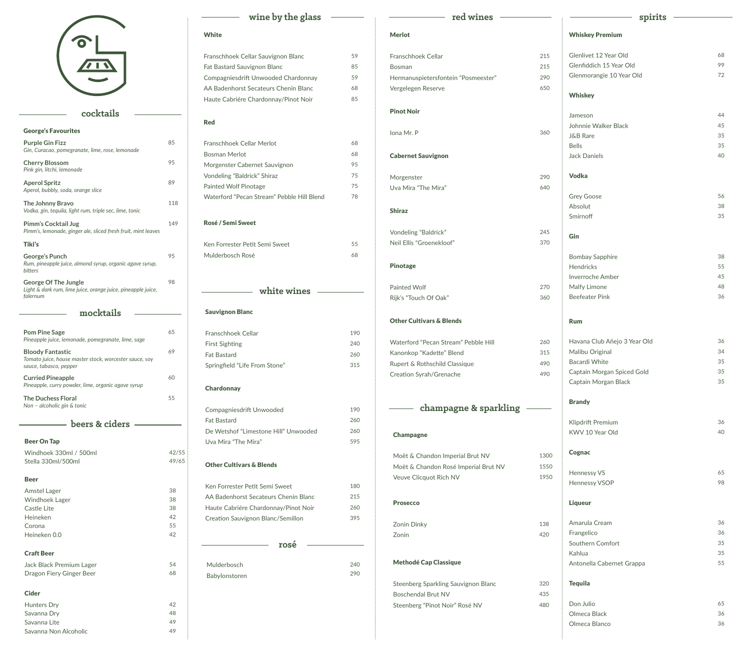## cocktails

### George's Favourites

**Purple Gin Fizz** 85
*Gin, Curacao, pomegranate, lime, rose, lemonade*

**Cherry Blossom** 95
*Pink gin, litchi, lemonade*

**Aperol Spritz** 89
*Aperol, bubbly, soda, orange slice*

**The Johnny Bravo** 118
*Vodka, gin, tequila, light rum, triple sec, lime, tonic*

**Pimm's Cocktail Jug** 149
*Pimm's, lemonade, ginger ale, sliced fresh fruit, mint leaves*

### Tiki's

**George's Punch** 95
*Rum, pineapple juice, almond syrup, organic agave syrup, bitters*

**George Of The Jungle** 98
*Light & dark rum, lime juice, orange juice, pineapple juice, falernum*

## mocktails

**Pom Pine Sage** 65
*Pineapple juice, lemonade, pomegranate, lime, sage*

**Bloody Fantastic** 69
*Tomato juice, house master stock, worcester sauce, soy sauce, tabasco, pepper*

**Curried Pineapple** 60
*Pineapple, curry powder, lime, organic agave syrup*

**The Duchess Floral** 55
*Non – alcoholic gin & tonic*

## beers & ciders

### Beer On Tap

| | |
|---|---|
| Windhoek 330ml / 500ml | 42/55 |
| Stella 330ml/500ml | 49/65 |

### Beer

| | |
|---|---|
| Amstel Lager | 38 |
| Windhoek Lager | 38 |
| Castle Lite | 38 |
| Heineken | 42 |
| Corona | 55 |
| Heineken 0.0 | 42 |

### Craft Beer

| | |
|---|---|
| Jack Black Premium Lager | 54 |
| Dragon Fiery Ginger Beer | 68 |

### Cider

| | |
|---|---|
| Hunters Dry | 42 |
| Savanna Dry | 48 |
| Savanna Lite | 49 |
| Savanna Non Alcoholic | 49 |

## wine by the glass

### White

| | |
|---|---|
| Franschhoek Cellar Sauvignon Blanc | 59 |
| Fat Bastard Sauvignon Blanc | 85 |
| Compagniesdrift Unwooded Chardonnay | 59 |
| AA Badenhorst Secateurs Chenin Blanc | 68 |
| Haute Cabriére Chardonnay/Pinot Noir | 85 |

### Red

| | |
|---|---|
| Franschhoek Cellar Merlot | 68 |
| Bosman Merlot | 68 |
| Morgenster Cabernet Sauvignon | 95 |
| Vondeling "Baldrick" Shiraz | 75 |
| Painted Wolf Pinotage | 75 |
| Waterford "Pecan Stream" Pebble Hill Blend | 78 |

### Rosé / Semi Sweet

| | |
|---|---|
| Ken Forrester Petit Semi Sweet | 55 |
| Mulderbosch Rosé | 68 |

## white wines

### Sauvignon Blanc

| | |
|---|---|
| Franschhoek Cellar | 190 |
| First Sighting | 240 |
| Fat Bastard | 260 |
| Springfield "Life From Stone" | 315 |

### Chardonnay

| | |
|---|---|
| Compagniesdrift Unwooded | 190 |
| Fat Bastard | 260 |
| De Wetshof "Limestone Hill" Unwooded | 260 |
| Uva Mira "The Mira" | 595 |

### Other Cultivars & Blends

| | |
|---|---|
| Ken Forrester Petit Semi Sweet | 180 |
| AA Badenhorst Secateurs Chenin Blanc | 215 |
| Haute Cabriére Chardonnay/Pinot Noir | 260 |
| Creation Sauvignon Blanc/Semillon | 395 |

## rosé

| | |
|---|---|
| Mulderbosch | 240 |
| Babylonstoren | 290 |

## red wines

### Merlot

| | |
|---|---|
| Franschhoek Cellar | 215 |
| Bosman | 215 |
| Hermanuspietersfontein "Posmeester" | 290 |
| Vergelegen Reserve | 650 |

### Pinot Noir

| | |
|---|---|
| Iona Mr. P | 360 |

### Cabernet Sauvignon

| | |
|---|---|
| Morgenster | 290 |
| Uva Mira "The Mira" | 640 |

### Shiraz

| | |
|---|---|
| Vondeling "Baldrick" | 245 |
| Neil Ellis "Groenekloof" | 370 |

### Pinotage

| | |
|---|---|
| Painted Wolf | 270 |
| Rijk's "Touch Of Oak" | 360 |

### Other Cultivars & Blends

| | |
|---|---|
| Waterford "Pecan Stream" Pebble Hill | 260 |
| Kanonkop "Kadette" Blend | 315 |
| Rupert & Rothschild Classique | 490 |
| Creation Syrah/Grenache | 490 |

## champagne & sparkling

### Champagne

| | |
|---|---|
| Moët & Chandon Imperial Brut NV | 1300 |
| Moët & Chandon Rosé Imperial Brut NV | 1550 |
| Veuve Clicquot Rich NV | 1950 |

### Prosecco

| | |
|---|---|
| Zonin Dinky | 138 |
| Zonin | 420 |

### Methodé Cap Classique

| | |
|---|---|
| Steenberg Sparkling Sauvignon Blanc | 320 |
| Boschendal Brut NV | 435 |
| Steenberg "Pinot Noir" Rosé NV | 480 |

## spirits

### Whiskey Premium

| | |
|---|---|
| Glenlivet 12 Year Old | 68 |
| Glenfiddich 15 Year Old | 99 |
| Glenmorangie 10 Year Old | 72 |

### Whiskey

| | |
|---|---|
| Jameson | 44 |
| Johnnie Walker Black | 45 |
| J&B Rare | 35 |
| Bells | 35 |
| Jack Daniels | 40 |

### Vodka

| | |
|---|---|
| Grey Goose | 56 |
| Absolut | 38 |
| Smirnoff | 35 |

### Gin

| | |
|---|---|
| Bombay Sapphire | 38 |
| Hendricks | 55 |
| Inverroche Amber | 45 |
| Malfy Limone | 48 |
| Beefeater Pink | 36 |

### Rum

| | |
|---|---|
| Havana Club Añejo 3 Year Old | 36 |
| Malibu Original | 34 |
| Bacardi White | 35 |
| Captain Morgan Spiced Gold | 35 |
| Captain Morgan Black | 35 |

### Brandy

| | |
|---|---|
| Klipdrift Premium | 36 |
| KWV 10 Year Old | 40 |

### Cognac

| | |
|---|---|
| Hennessy VS | 65 |
| Hennessy VSOP | 98 |

### Liqueur

| | |
|---|---|
| Amarula Cream | 36 |
| Frangelico | 36 |
| Southern Comfort | 35 |
| Kahlua | 35 |
| Antonella Cabernet Grappa | 55 |

### Tequila

| | |
|---|---|
| Don Julio | 65 |
| Olmeca Black | 36 |
| Olmeca Blanco | 36 |